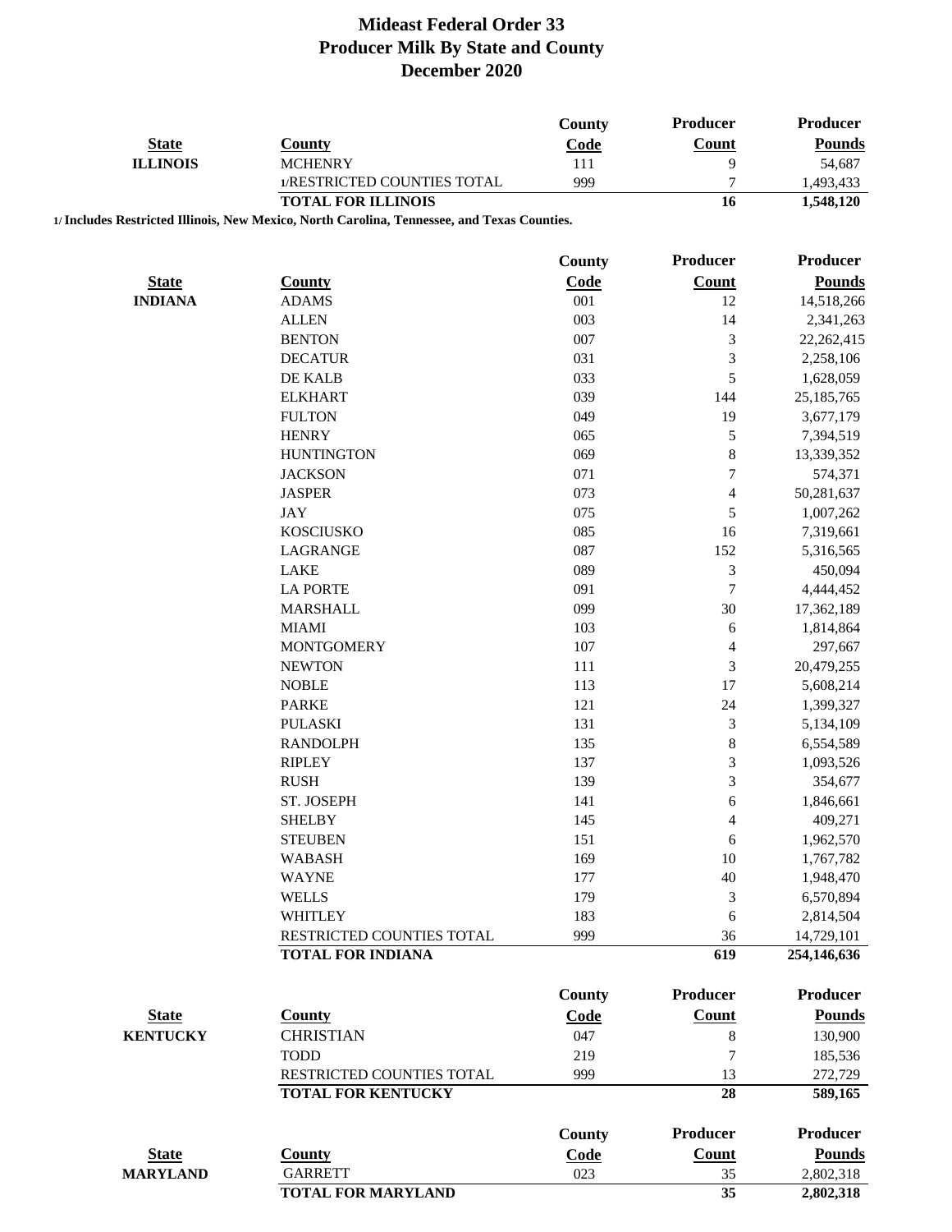# Mideast Federal Order 33
## Producer Milk By State and County
## December 2020

| State | County | County Code | Producer Count | Producer Pounds |
|---|---|---|---|---|
| **ILLINOIS** | MCHENRY | 111 | 9 | 54,687 |
| | 1/RESTRICTED COUNTIES TOTAL | 999 | 7 | 1,493,433 |
| | **TOTAL FOR ILLINOIS** | | **16** | **1,548,120** |

**1/ Includes Restricted Illinois, New Mexico, North Carolina, Tennessee, and Texas Counties.**

| State | County | County Code | Producer Count | Producer Pounds |
|---|---|---|---|---|
| **INDIANA** | ADAMS | 001 | 12 | 14,518,266 |
| | ALLEN | 003 | 14 | 2,341,263 |
| | BENTON | 007 | 3 | 22,262,415 |
| | DECATUR | 031 | 3 | 2,258,106 |
| | DE KALB | 033 | 5 | 1,628,059 |
| | ELKHART | 039 | 144 | 25,185,765 |
| | FULTON | 049 | 19 | 3,677,179 |
| | HENRY | 065 | 5 | 7,394,519 |
| | HUNTINGTON | 069 | 8 | 13,339,352 |
| | JACKSON | 071 | 7 | 574,371 |
| | JASPER | 073 | 4 | 50,281,637 |
| | JAY | 075 | 5 | 1,007,262 |
| | KOSCIUSKO | 085 | 16 | 7,319,661 |
| | LAGRANGE | 087 | 152 | 5,316,565 |
| | LAKE | 089 | 3 | 450,094 |
| | LA PORTE | 091 | 7 | 4,444,452 |
| | MARSHALL | 099 | 30 | 17,362,189 |
| | MIAMI | 103 | 6 | 1,814,864 |
| | MONTGOMERY | 107 | 4 | 297,667 |
| | NEWTON | 111 | 3 | 20,479,255 |
| | NOBLE | 113 | 17 | 5,608,214 |
| | PARKE | 121 | 24 | 1,399,327 |
| | PULASKI | 131 | 3 | 5,134,109 |
| | RANDOLPH | 135 | 8 | 6,554,589 |
| | RIPLEY | 137 | 3 | 1,093,526 |
| | RUSH | 139 | 3 | 354,677 |
| | ST. JOSEPH | 141 | 6 | 1,846,661 |
| | SHELBY | 145 | 4 | 409,271 |
| | STEUBEN | 151 | 6 | 1,962,570 |
| | WABASH | 169 | 10 | 1,767,782 |
| | WAYNE | 177 | 40 | 1,948,470 |
| | WELLS | 179 | 3 | 6,570,894 |
| | WHITLEY | 183 | 6 | 2,814,504 |
| | RESTRICTED COUNTIES TOTAL | 999 | 36 | 14,729,101 |
| | **TOTAL FOR INDIANA** | | **619** | **254,146,636** |

| State | County | County Code | Producer Count | Producer Pounds |
|---|---|---|---|---|
| **KENTUCKY** | CHRISTIAN | 047 | 8 | 130,900 |
| | TODD | 219 | 7 | 185,536 |
| | RESTRICTED COUNTIES TOTAL | 999 | 13 | 272,729 |
| | **TOTAL FOR KENTUCKY** | | **28** | **589,165** |

| State | County | County Code | Producer Count | Producer Pounds |
|---|---|---|---|---|
| **MARYLAND** | GARRETT | 023 | 35 | 2,802,318 |
| | **TOTAL FOR MARYLAND** | | **35** | **2,802,318** |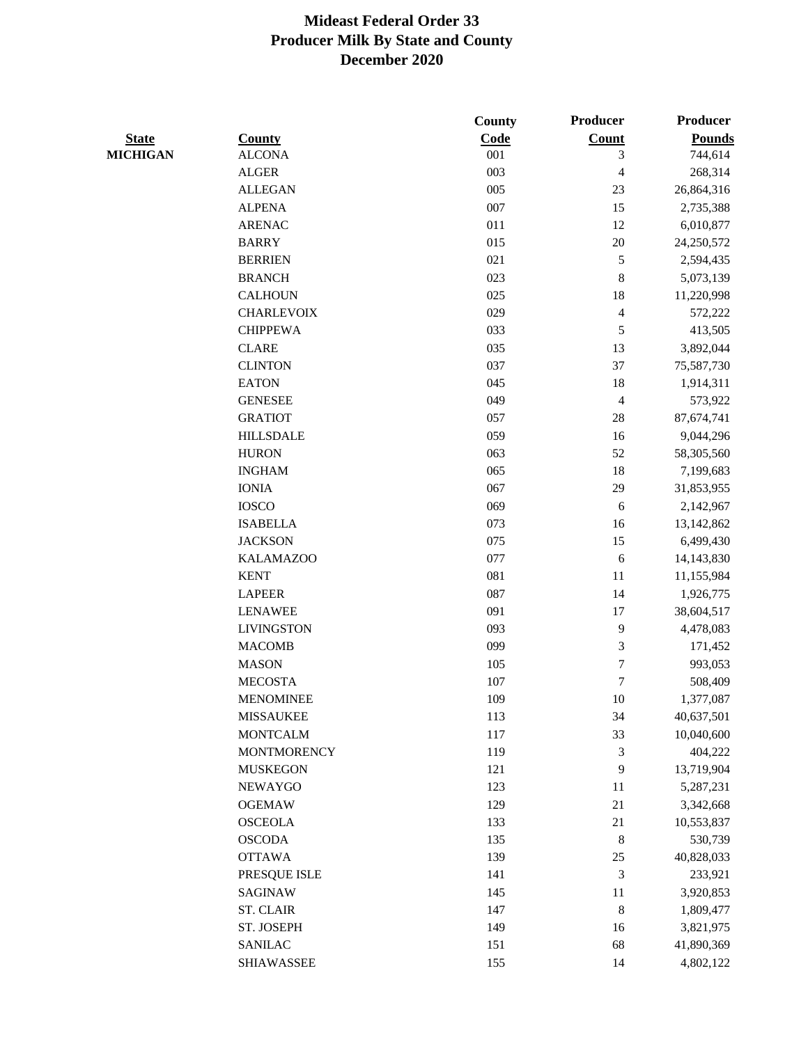# Mideast Federal Order 33
# Producer Milk By State and County
# December 2020

| State | County | County Code | Producer Count | Producer Pounds |
|---|---|---|---|---|
| MICHIGAN | ALCONA | 001 | 3 | 744,614 |
| | ALGER | 003 | 4 | 268,314 |
| | ALLEGAN | 005 | 23 | 26,864,316 |
| | ALPENA | 007 | 15 | 2,735,388 |
| | ARENAC | 011 | 12 | 6,010,877 |
| | BARRY | 015 | 20 | 24,250,572 |
| | BERRIEN | 021 | 5 | 2,594,435 |
| | BRANCH | 023 | 8 | 5,073,139 |
| | CALHOUN | 025 | 18 | 11,220,998 |
| | CHARLEVOIX | 029 | 4 | 572,222 |
| | CHIPPEWA | 033 | 5 | 413,505 |
| | CLARE | 035 | 13 | 3,892,044 |
| | CLINTON | 037 | 37 | 75,587,730 |
| | EATON | 045 | 18 | 1,914,311 |
| | GENESEE | 049 | 4 | 573,922 |
| | GRATIOT | 057 | 28 | 87,674,741 |
| | HILLSDALE | 059 | 16 | 9,044,296 |
| | HURON | 063 | 52 | 58,305,560 |
| | INGHAM | 065 | 18 | 7,199,683 |
| | IONIA | 067 | 29 | 31,853,955 |
| | IOSCO | 069 | 6 | 2,142,967 |
| | ISABELLA | 073 | 16 | 13,142,862 |
| | JACKSON | 075 | 15 | 6,499,430 |
| | KALAMAZOO | 077 | 6 | 14,143,830 |
| | KENT | 081 | 11 | 11,155,984 |
| | LAPEER | 087 | 14 | 1,926,775 |
| | LENAWEE | 091 | 17 | 38,604,517 |
| | LIVINGSTON | 093 | 9 | 4,478,083 |
| | MACOMB | 099 | 3 | 171,452 |
| | MASON | 105 | 7 | 993,053 |
| | MECOSTA | 107 | 7 | 508,409 |
| | MENOMINEE | 109 | 10 | 1,377,087 |
| | MISSAUKEE | 113 | 34 | 40,637,501 |
| | MONTCALM | 117 | 33 | 10,040,600 |
| | MONTMORENCY | 119 | 3 | 404,222 |
| | MUSKEGON | 121 | 9 | 13,719,904 |
| | NEWAYGO | 123 | 11 | 5,287,231 |
| | OGEMAW | 129 | 21 | 3,342,668 |
| | OSCEOLA | 133 | 21 | 10,553,837 |
| | OSCODA | 135 | 8 | 530,739 |
| | OTTAWA | 139 | 25 | 40,828,033 |
| | PRESQUE ISLE | 141 | 3 | 233,921 |
| | SAGINAW | 145 | 11 | 3,920,853 |
| | ST. CLAIR | 147 | 8 | 1,809,477 |
| | ST. JOSEPH | 149 | 16 | 3,821,975 |
| | SANILAC | 151 | 68 | 41,890,369 |
| | SHIAWASSEE | 155 | 14 | 4,802,122 |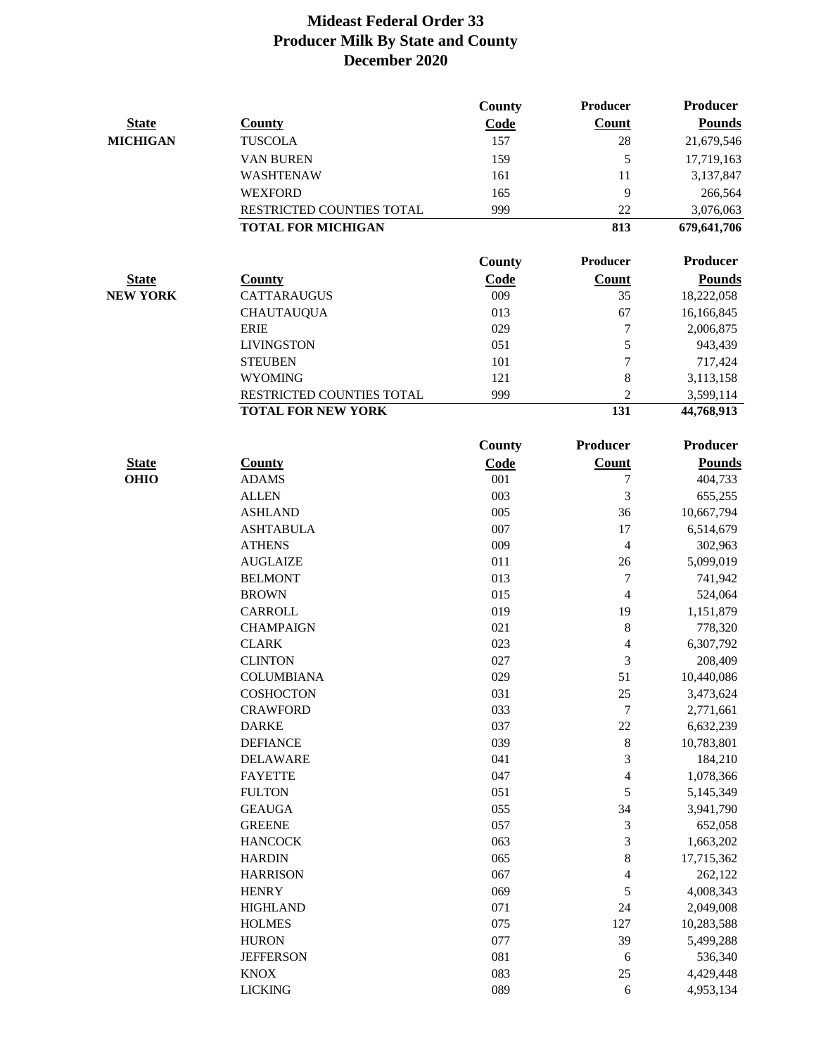# Mideast Federal Order 33
## Producer Milk By State and County
## December 2020

| State | County | County Code | Producer Count | Producer Pounds |
|---|---|---|---|---|
| **MICHIGAN** | TUSCOLA | 157 | 28 | 21,679,546 |
| | VAN BUREN | 159 | 5 | 17,719,163 |
| | WASHTENAW | 161 | 11 | 3,137,847 |
| | WEXFORD | 165 | 9 | 266,564 |
| | RESTRICTED COUNTIES TOTAL | 999 | 22 | 3,076,063 |
| | **TOTAL FOR MICHIGAN** | | **813** | **679,641,706** |

| State | County | County Code | Producer Count | Producer Pounds |
|---|---|---|---|---|
| **NEW YORK** | CATTARAUGUS | 009 | 35 | 18,222,058 |
| | CHAUTAUQUA | 013 | 67 | 16,166,845 |
| | ERIE | 029 | 7 | 2,006,875 |
| | LIVINGSTON | 051 | 5 | 943,439 |
| | STEUBEN | 101 | 7 | 717,424 |
| | WYOMING | 121 | 8 | 3,113,158 |
| | RESTRICTED COUNTIES TOTAL | 999 | 2 | 3,599,114 |
| | **TOTAL FOR NEW YORK** | | **131** | **44,768,913** |

| State | County | County Code | Producer Count | Producer Pounds |
|---|---|---|---|---|
| **OHIO** | ADAMS | 001 | 7 | 404,733 |
| | ALLEN | 003 | 3 | 655,255 |
| | ASHLAND | 005 | 36 | 10,667,794 |
| | ASHTABULA | 007 | 17 | 6,514,679 |
| | ATHENS | 009 | 4 | 302,963 |
| | AUGLAIZE | 011 | 26 | 5,099,019 |
| | BELMONT | 013 | 7 | 741,942 |
| | BROWN | 015 | 4 | 524,064 |
| | CARROLL | 019 | 19 | 1,151,879 |
| | CHAMPAIGN | 021 | 8 | 778,320 |
| | CLARK | 023 | 4 | 6,307,792 |
| | CLINTON | 027 | 3 | 208,409 |
| | COLUMBIANA | 029 | 51 | 10,440,086 |
| | COSHOCTON | 031 | 25 | 3,473,624 |
| | CRAWFORD | 033 | 7 | 2,771,661 |
| | DARKE | 037 | 22 | 6,632,239 |
| | DEFIANCE | 039 | 8 | 10,783,801 |
| | DELAWARE | 041 | 3 | 184,210 |
| | FAYETTE | 047 | 4 | 1,078,366 |
| | FULTON | 051 | 5 | 5,145,349 |
| | GEAUGA | 055 | 34 | 3,941,790 |
| | GREENE | 057 | 3 | 652,058 |
| | HANCOCK | 063 | 3 | 1,663,202 |
| | HARDIN | 065 | 8 | 17,715,362 |
| | HARRISON | 067 | 4 | 262,122 |
| | HENRY | 069 | 5 | 4,008,343 |
| | HIGHLAND | 071 | 24 | 2,049,008 |
| | HOLMES | 075 | 127 | 10,283,588 |
| | HURON | 077 | 39 | 5,499,288 |
| | JEFFERSON | 081 | 6 | 536,340 |
| | KNOX | 083 | 25 | 4,429,448 |
| | LICKING | 089 | 6 | 4,953,134 |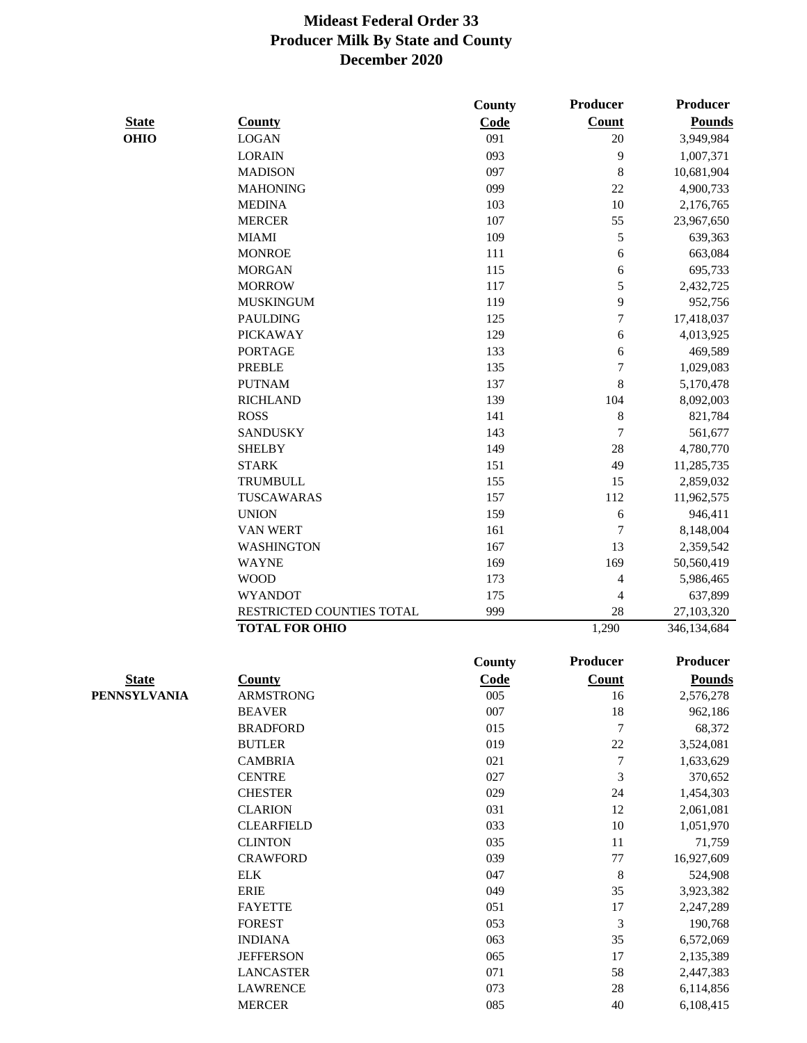# Mideast Federal Order 33
## Producer Milk By State and County
### December 2020

| State | County | County Code | Producer Count | Producer Pounds |
|---|---|---|---|---|
| OHIO | LOGAN | 091 | 20 | 3,949,984 |
| | LORAIN | 093 | 9 | 1,007,371 |
| | MADISON | 097 | 8 | 10,681,904 |
| | MAHONING | 099 | 22 | 4,900,733 |
| | MEDINA | 103 | 10 | 2,176,765 |
| | MERCER | 107 | 55 | 23,967,650 |
| | MIAMI | 109 | 5 | 639,363 |
| | MONROE | 111 | 6 | 663,084 |
| | MORGAN | 115 | 6 | 695,733 |
| | MORROW | 117 | 5 | 2,432,725 |
| | MUSKINGUM | 119 | 9 | 952,756 |
| | PAULDING | 125 | 7 | 17,418,037 |
| | PICKAWAY | 129 | 6 | 4,013,925 |
| | PORTAGE | 133 | 6 | 469,589 |
| | PREBLE | 135 | 7 | 1,029,083 |
| | PUTNAM | 137 | 8 | 5,170,478 |
| | RICHLAND | 139 | 104 | 8,092,003 |
| | ROSS | 141 | 8 | 821,784 |
| | SANDUSKY | 143 | 7 | 561,677 |
| | SHELBY | 149 | 28 | 4,780,770 |
| | STARK | 151 | 49 | 11,285,735 |
| | TRUMBULL | 155 | 15 | 2,859,032 |
| | TUSCAWARAS | 157 | 112 | 11,962,575 |
| | UNION | 159 | 6 | 946,411 |
| | VAN WERT | 161 | 7 | 8,148,004 |
| | WASHINGTON | 167 | 13 | 2,359,542 |
| | WAYNE | 169 | 169 | 50,560,419 |
| | WOOD | 173 | 4 | 5,986,465 |
| | WYANDOT | 175 | 4 | 637,899 |
| | RESTRICTED COUNTIES TOTAL | 999 | 28 | 27,103,320 |
| | **TOTAL FOR OHIO** | | 1,290 | 346,134,684 |

| State | County | County Code | Producer Count | Producer Pounds |
|---|---|---|---|---|
| PENNSYLVANIA | ARMSTRONG | 005 | 16 | 2,576,278 |
| | BEAVER | 007 | 18 | 962,186 |
| | BRADFORD | 015 | 7 | 68,372 |
| | BUTLER | 019 | 22 | 3,524,081 |
| | CAMBRIA | 021 | 7 | 1,633,629 |
| | CENTRE | 027 | 3 | 370,652 |
| | CHESTER | 029 | 24 | 1,454,303 |
| | CLARION | 031 | 12 | 2,061,081 |
| | CLEARFIELD | 033 | 10 | 1,051,970 |
| | CLINTON | 035 | 11 | 71,759 |
| | CRAWFORD | 039 | 77 | 16,927,609 |
| | ELK | 047 | 8 | 524,908 |
| | ERIE | 049 | 35 | 3,923,382 |
| | FAYETTE | 051 | 17 | 2,247,289 |
| | FOREST | 053 | 3 | 190,768 |
| | INDIANA | 063 | 35 | 6,572,069 |
| | JEFFERSON | 065 | 17 | 2,135,389 |
| | LANCASTER | 071 | 58 | 2,447,383 |
| | LAWRENCE | 073 | 28 | 6,114,856 |
| | MERCER | 085 | 40 | 6,108,415 |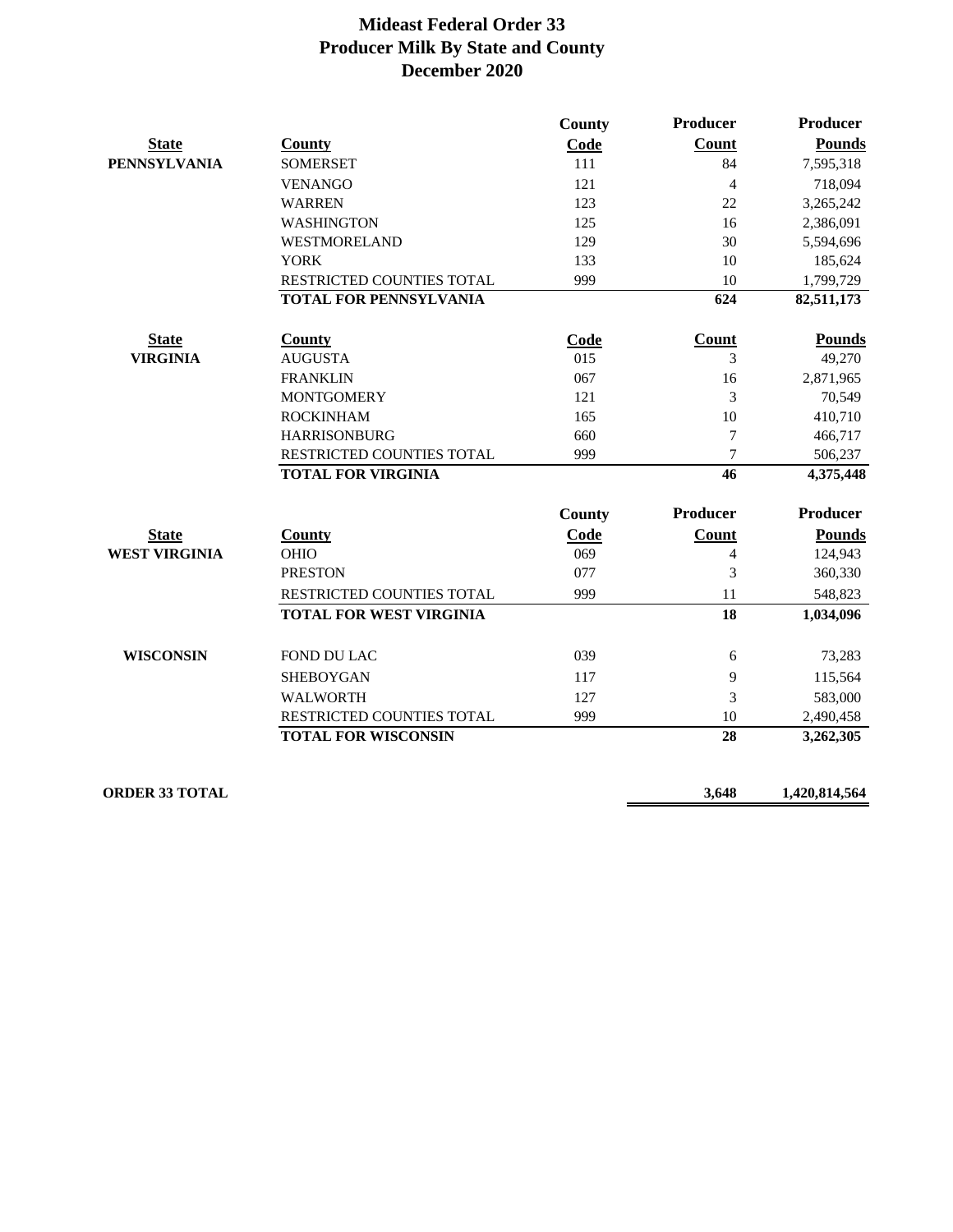# Mideast Federal Order 33
## Producer Milk By State and County
## December 2020

| State | County | County Code | Producer Count | Producer Pounds |
|---|---|---|---|---|
| **PENNSYLVANIA** | SOMERSET | 111 | 84 | 7,595,318 |
| | VENANGO | 121 | 4 | 718,094 |
| | WARREN | 123 | 22 | 3,265,242 |
| | WASHINGTON | 125 | 16 | 2,386,091 |
| | WESTMORELAND | 129 | 30 | 5,594,696 |
| | YORK | 133 | 10 | 185,624 |
| | RESTRICTED COUNTIES TOTAL | 999 | 10 | 1,799,729 |
| | **TOTAL FOR PENNSYLVANIA** | | **624** | **82,511,173** |

| State | County | Code | Count | Pounds |
|---|---|---|---|---|
| **VIRGINIA** | AUGUSTA | 015 | 3 | 49,270 |
| | FRANKLIN | 067 | 16 | 2,871,965 |
| | MONTGOMERY | 121 | 3 | 70,549 |
| | ROCKINHAM | 165 | 10 | 410,710 |
| | HARRISONBURG | 660 | 7 | 466,717 |
| | RESTRICTED COUNTIES TOTAL | 999 | 7 | 506,237 |
| | **TOTAL FOR VIRGINIA** | | **46** | **4,375,448** |

| State | County | County Code | Producer Count | Producer Pounds |
|---|---|---|---|---|
| **WEST VIRGINIA** | OHIO | 069 | 4 | 124,943 |
| | PRESTON | 077 | 3 | 360,330 |
| | RESTRICTED COUNTIES TOTAL | 999 | 11 | 548,823 |
| | **TOTAL FOR WEST VIRGINIA** | | **18** | **1,034,096** |
| **WISCONSIN** | FOND DU LAC | 039 | 6 | 73,283 |
| | SHEBOYGAN | 117 | 9 | 115,564 |
| | WALWORTH | 127 | 3 | 583,000 |
| | RESTRICTED COUNTIES TOTAL | 999 | 10 | 2,490,458 |
| | **TOTAL FOR WISCONSIN** | | **28** | **3,262,305** |
| **ORDER 33 TOTAL** | | | **3,648** | **1,420,814,564** |